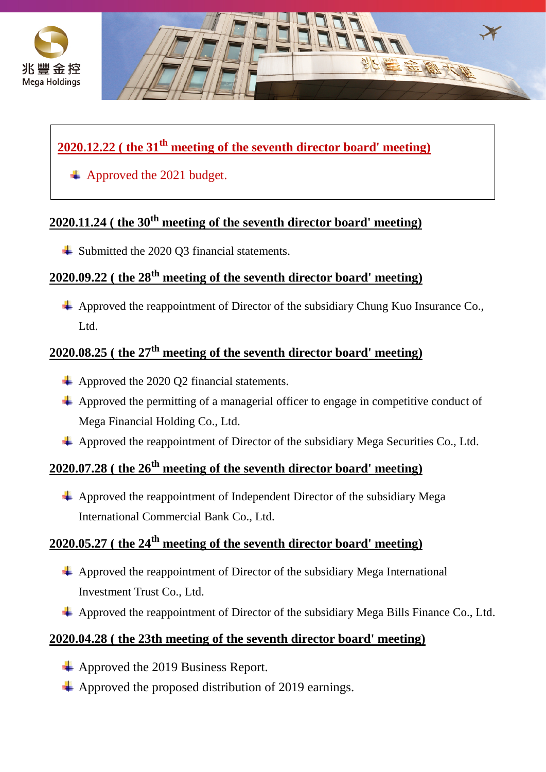**2020.12.22 ( the 31th meeting of the seventh director board' meeting)**

- Approved the 2021 budget.

**2020.11.24 ( the 30th meeting of the seventh director board' meeting)**

- Submitted the 2020 Q3 financial statements.

**2020.09.22 ( the 28th meeting of the seventh director board' meeting)**

- Approved the reappointment of Director of the subsidiary Chung Kuo Insurance Co., Ltd.

**2020.08.25 ( the 27th meeting of the seventh director board' meeting)**

- Approved the 2020 Q2 financial statements.
- Approved the permitting of a managerial officer to engage in competitive conduct of Mega Financial Holding Co., Ltd.
- Approved the reappointment of Director of the subsidiary Mega Securities Co., Ltd.

**2020.07.28 ( the 26th meeting of the seventh director board' meeting)**

- Approved the reappointment of Independent Director of the subsidiary Mega International Commercial Bank Co., Ltd.

**2020.05.27 ( the 24th meeting of the seventh director board' meeting)**

- Approved the reappointment of Director of the subsidiary Mega International Investment Trust Co., Ltd.
- Approved the reappointment of Director of the subsidiary Mega Bills Finance Co., Ltd.

**2020.04.28 ( the 23th meeting of the seventh director board' meeting)**

- Approved the 2019 Business Report.
- Approved the proposed distribution of 2019 earnings.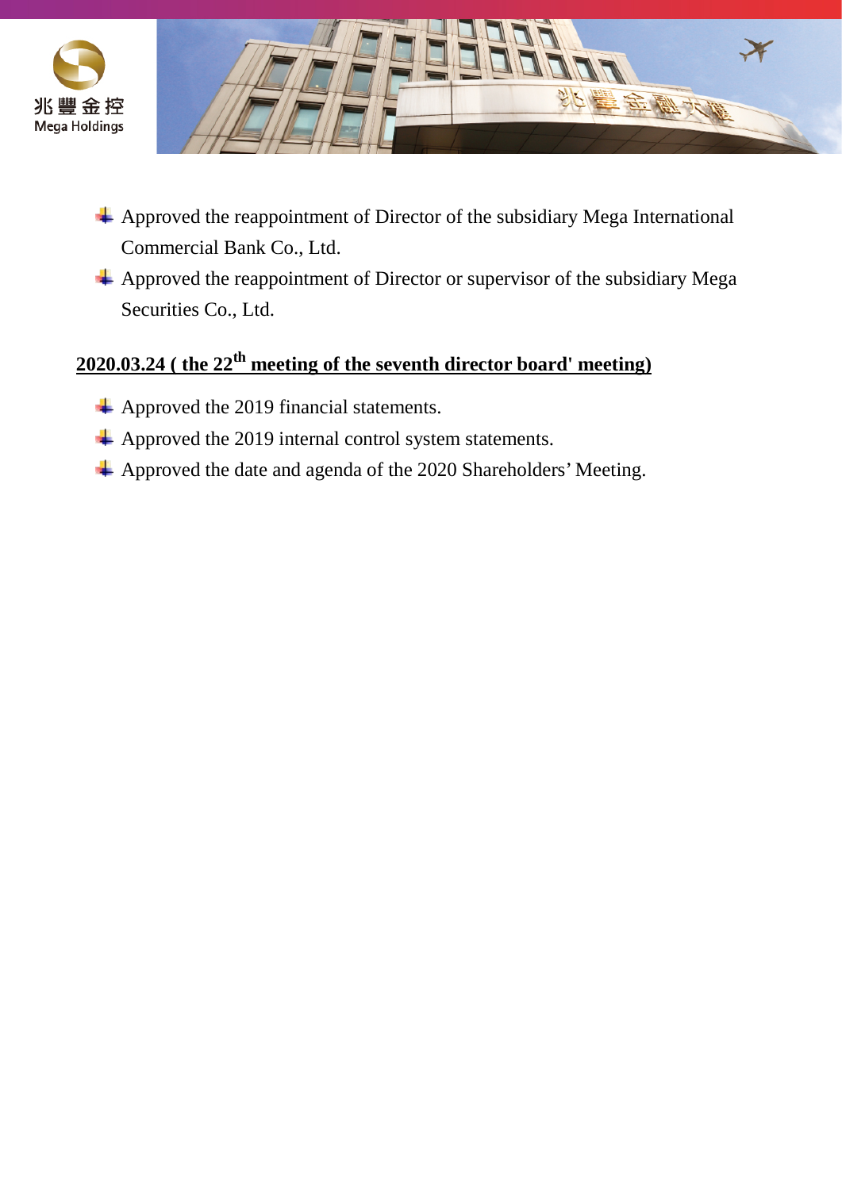- Approved the reappointment of Director of the subsidiary Mega International Commercial Bank Co., Ltd.
- Approved the reappointment of Director or supervisor of the subsidiary Mega Securities Co., Ltd.

## 2020.03.24 ( the 22th meeting of the seventh director board' meeting)

- Approved the 2019 financial statements.
- Approved the 2019 internal control system statements.
- Approved the date and agenda of the 2020 Shareholders' Meeting.